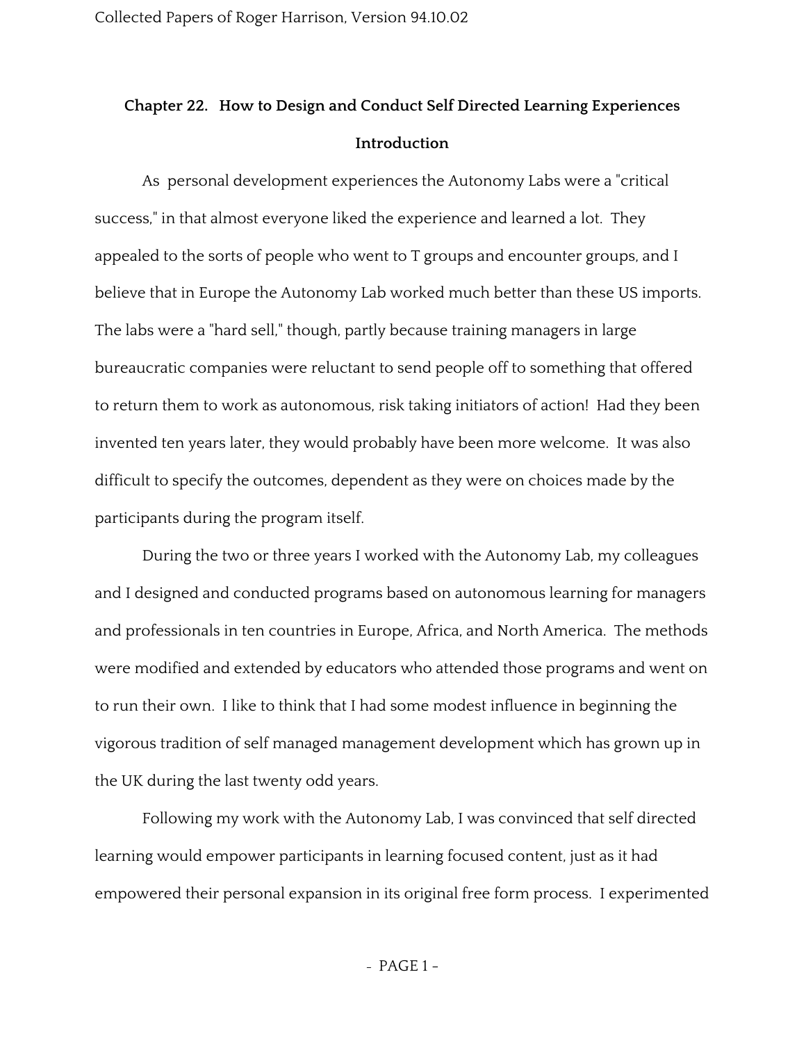# Chapter 22. How to Design and Conduct Self Directed Learning Experiences

## Introduction

As personal development experiences the Autonomy Labs were a "critical success," in that almost everyone liked the experience and learned a lot. They appealed to the sorts of people who went to T groups and encounter groups, and I believe that in Europe the Autonomy Lab worked much better than these US imports. The labs were a "hard sell," though, partly because training managers in large bureaucratic companies were reluctant to send people off to something that offered to return them to work as autonomous, risk taking initiators of action! Had they been invented ten years later, they would probably have been more welcome. It was also difficult to specify the outcomes, dependent as they were on choices made by the participants during the program itself.

During the two or three years I worked with the Autonomy Lab, my colleagues and I designed and conducted programs based on autonomous learning for managers and professionals in ten countries in Europe, Africa, and North America. The methods were modified and extended by educators who attended those programs and went on to run their own. I like to think that I had some modest influence in beginning the vigorous tradition of self managed management development which has grown up in the UK during the last twenty odd years.

Following my work with the Autonomy Lab, I was convinced that self directed learning would empower participants in learning focused content, just as it had empowered their personal expansion in its original free form process. I experimented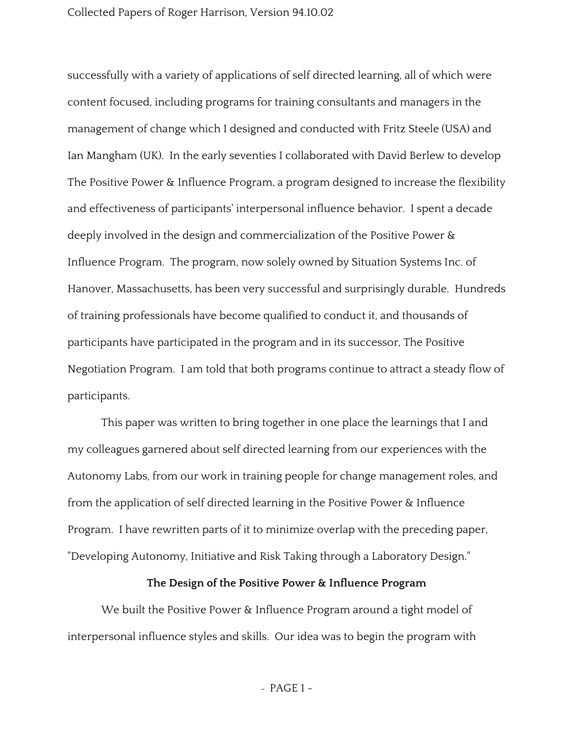successfully with a variety of applications of self directed learning, all of which were content focused, including programs for training consultants and managers in the management of change which I designed and conducted with Fritz Steele (USA) and Ian Mangham (UK). In the early seventies I collaborated with David Berlew to develop The Positive Power & Influence Program, a program designed to increase the flexibility and effectiveness of participants' interpersonal influence behavior. I spent a decade deeply involved in the design and commercialization of the Positive Power & Influence Program. The program, now solely owned by Situation Systems Inc. of Hanover, Massachusetts, has been very successful and surprisingly durable. Hundreds of training professionals have become qualified to conduct it, and thousands of participants have participated in the program and in its successor, The Positive Negotiation Program. I am told that both programs continue to attract a steady flow of participants.

This paper was written to bring together in one place the learnings that I and my colleagues garnered about self directed learning from our experiences with the Autonomy Labs, from our work in training people for change management roles, and from the application of self directed learning in the Positive Power & Influence Program. I have rewritten parts of it to minimize overlap with the preceding paper, "Developing Autonomy, Initiative and Risk Taking through a Laboratory Design."

**The Design of the Positive Power & Influence Program**

We built the Positive Power & Influence Program around a tight model of interpersonal influence styles and skills. Our idea was to begin the program with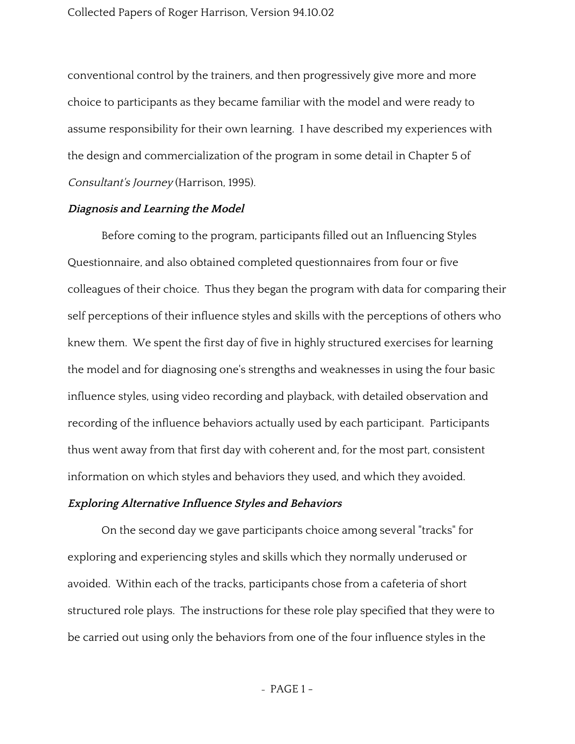conventional control by the trainers, and then progressively give more and more choice to participants as they became familiar with the model and were ready to assume responsibility for their own learning. I have described my experiences with the design and commercialization of the program in some detail in Chapter 5 of *Consultant's Journey* (Harrison, 1995).

***Diagnosis and Learning the Model***

Before coming to the program, participants filled out an Influencing Styles Questionnaire, and also obtained completed questionnaires from four or five colleagues of their choice. Thus they began the program with data for comparing their self perceptions of their influence styles and skills with the perceptions of others who knew them. We spent the first day of five in highly structured exercises for learning the model and for diagnosing one's strengths and weaknesses in using the four basic influence styles, using video recording and playback, with detailed observation and recording of the influence behaviors actually used by each participant. Participants thus went away from that first day with coherent and, for the most part, consistent information on which styles and behaviors they used, and which they avoided.

***Exploring Alternative Influence Styles and Behaviors***

On the second day we gave participants choice among several "tracks" for exploring and experiencing styles and skills which they normally underused or avoided. Within each of the tracks, participants chose from a cafeteria of short structured role plays. The instructions for these role play specified that they were to be carried out using only the behaviors from one of the four influence styles in the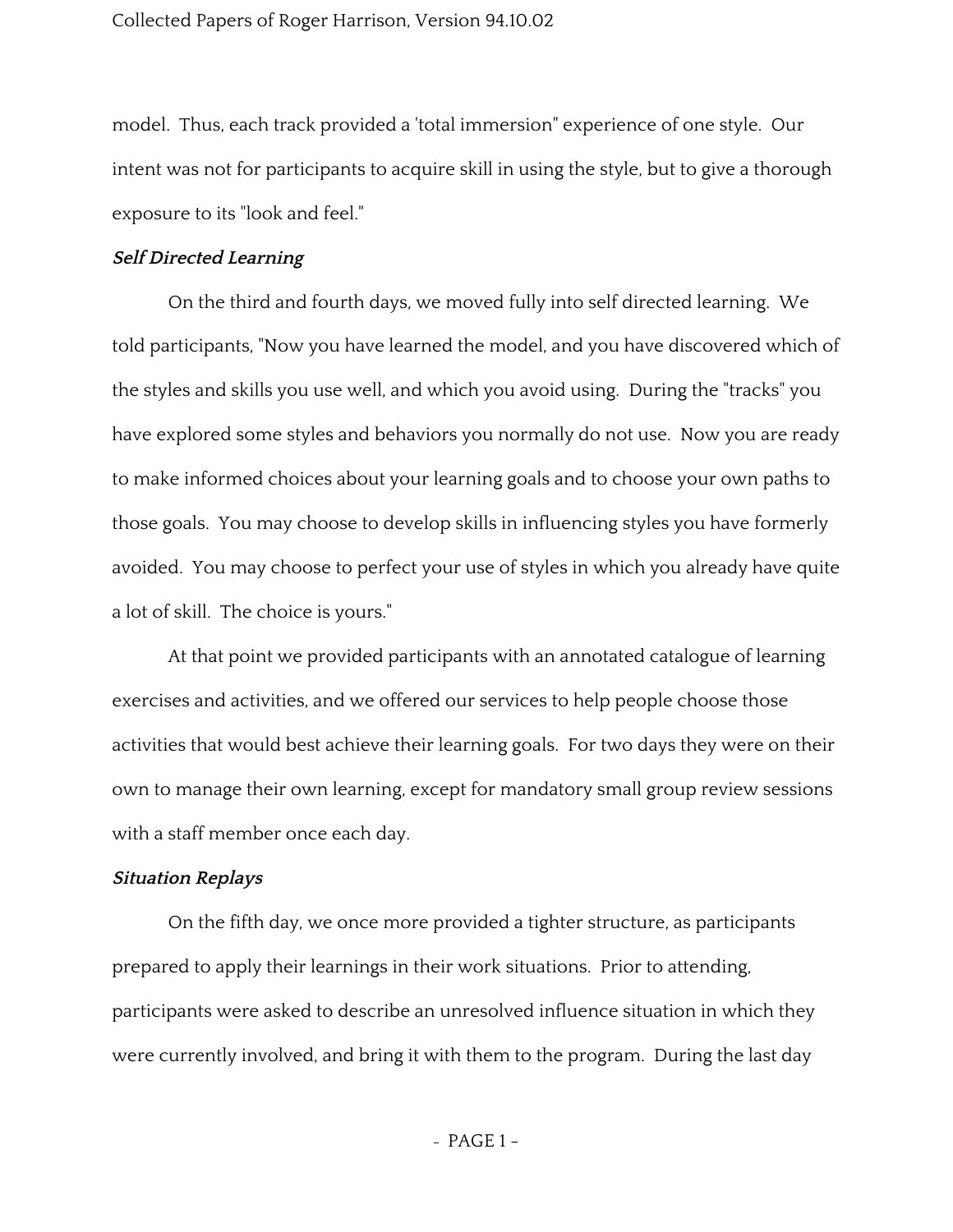model. Thus, each track provided a 'total immersion" experience of one style. Our intent was not for participants to acquire skill in using the style, but to give a thorough exposure to its "look and feel."

***Self Directed Learning***

On the third and fourth days, we moved fully into self directed learning. We told participants, "Now you have learned the model, and you have discovered which of the styles and skills you use well, and which you avoid using. During the "tracks" you have explored some styles and behaviors you normally do not use. Now you are ready to make informed choices about your learning goals and to choose your own paths to those goals. You may choose to develop skills in influencing styles you have formerly avoided. You may choose to perfect your use of styles in which you already have quite a lot of skill. The choice is yours."

At that point we provided participants with an annotated catalogue of learning exercises and activities, and we offered our services to help people choose those activities that would best achieve their learning goals. For two days they were on their own to manage their own learning, except for mandatory small group review sessions with a staff member once each day.

***Situation Replays***

On the fifth day, we once more provided a tighter structure, as participants prepared to apply their learnings in their work situations. Prior to attending, participants were asked to describe an unresolved influence situation in which they were currently involved, and bring it with them to the program. During the last day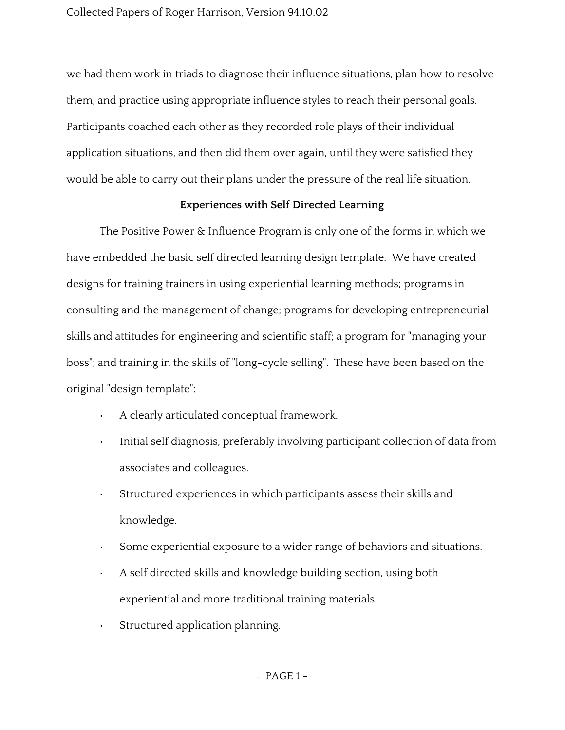we had them work in triads to diagnose their influence situations, plan how to resolve them, and practice using appropriate influence styles to reach their personal goals. Participants coached each other as they recorded role plays of their individual application situations, and then did them over again, until they were satisfied they would be able to carry out their plans under the pressure of the real life situation.

## Experiences with Self Directed Learning

The Positive Power & Influence Program is only one of the forms in which we have embedded the basic self directed learning design template. We have created designs for training trainers in using experiential learning methods; programs in consulting and the management of change; programs for developing entrepreneurial skills and attitudes for engineering and scientific staff; a program for "managing your boss"; and training in the skills of "long-cycle selling". These have been based on the original "design template":

- A clearly articulated conceptual framework.
- Initial self diagnosis, preferably involving participant collection of data from associates and colleagues.
- Structured experiences in which participants assess their skills and knowledge.
- Some experiential exposure to a wider range of behaviors and situations.
- A self directed skills and knowledge building section, using both experiential and more traditional training materials.
- Structured application planning.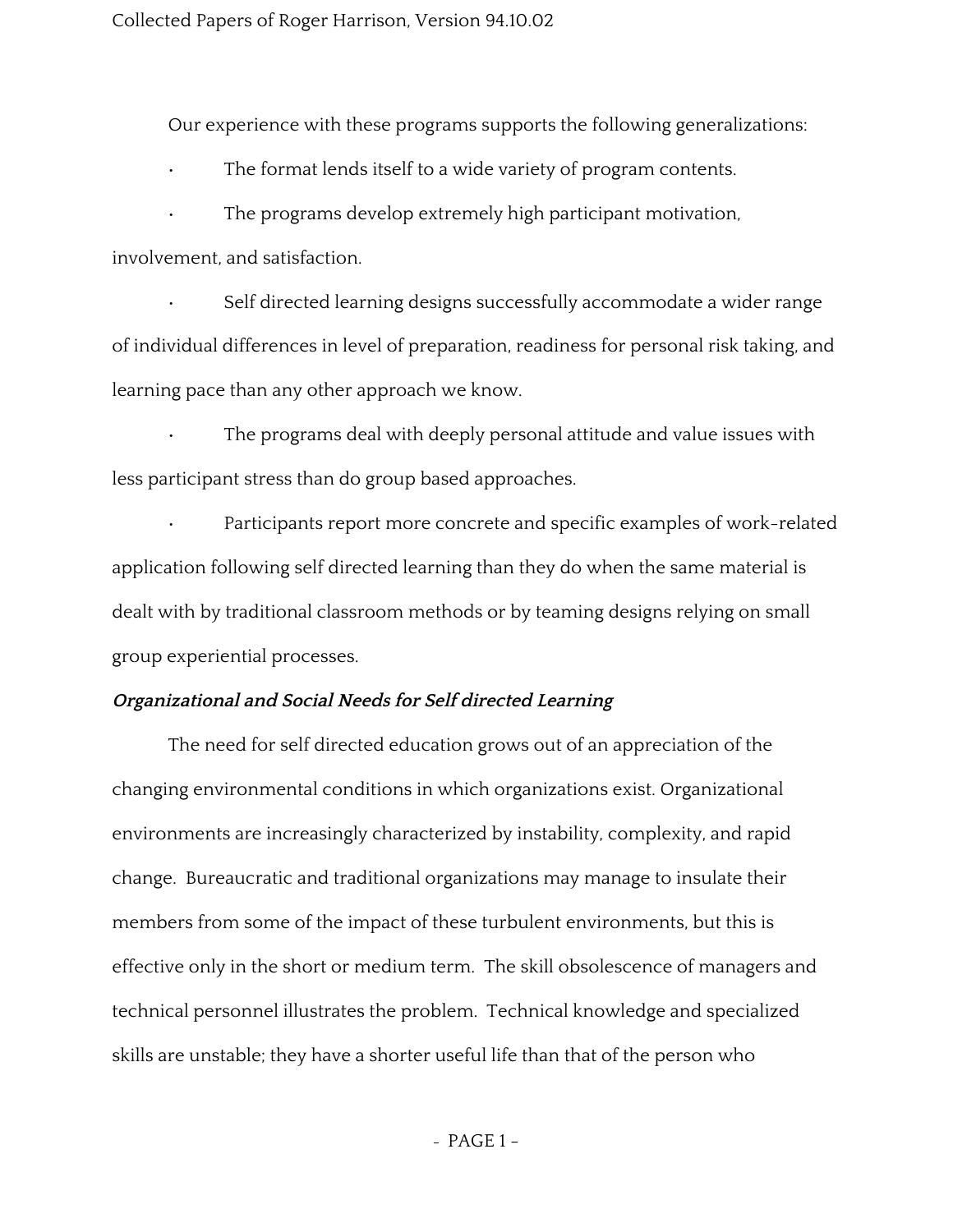Our experience with these programs supports the following generalizations:

- The format lends itself to a wide variety of program contents.
- The programs develop extremely high participant motivation, involvement, and satisfaction.
- Self directed learning designs successfully accommodate a wider range of individual differences in level of preparation, readiness for personal risk taking, and learning pace than any other approach we know.
- The programs deal with deeply personal attitude and value issues with less participant stress than do group based approaches.
- Participants report more concrete and specific examples of work-related application following self directed learning than they do when the same material is dealt with by traditional classroom methods or by teaming designs relying on small group experiential processes.

***Organizational and Social Needs for Self directed Learning***

The need for self directed education grows out of an appreciation of the changing environmental conditions in which organizations exist. Organizational environments are increasingly characterized by instability, complexity, and rapid change. Bureaucratic and traditional organizations may manage to insulate their members from some of the impact of these turbulent environments, but this is effective only in the short or medium term. The skill obsolescence of managers and technical personnel illustrates the problem. Technical knowledge and specialized skills are unstable; they have a shorter useful life than that of the person who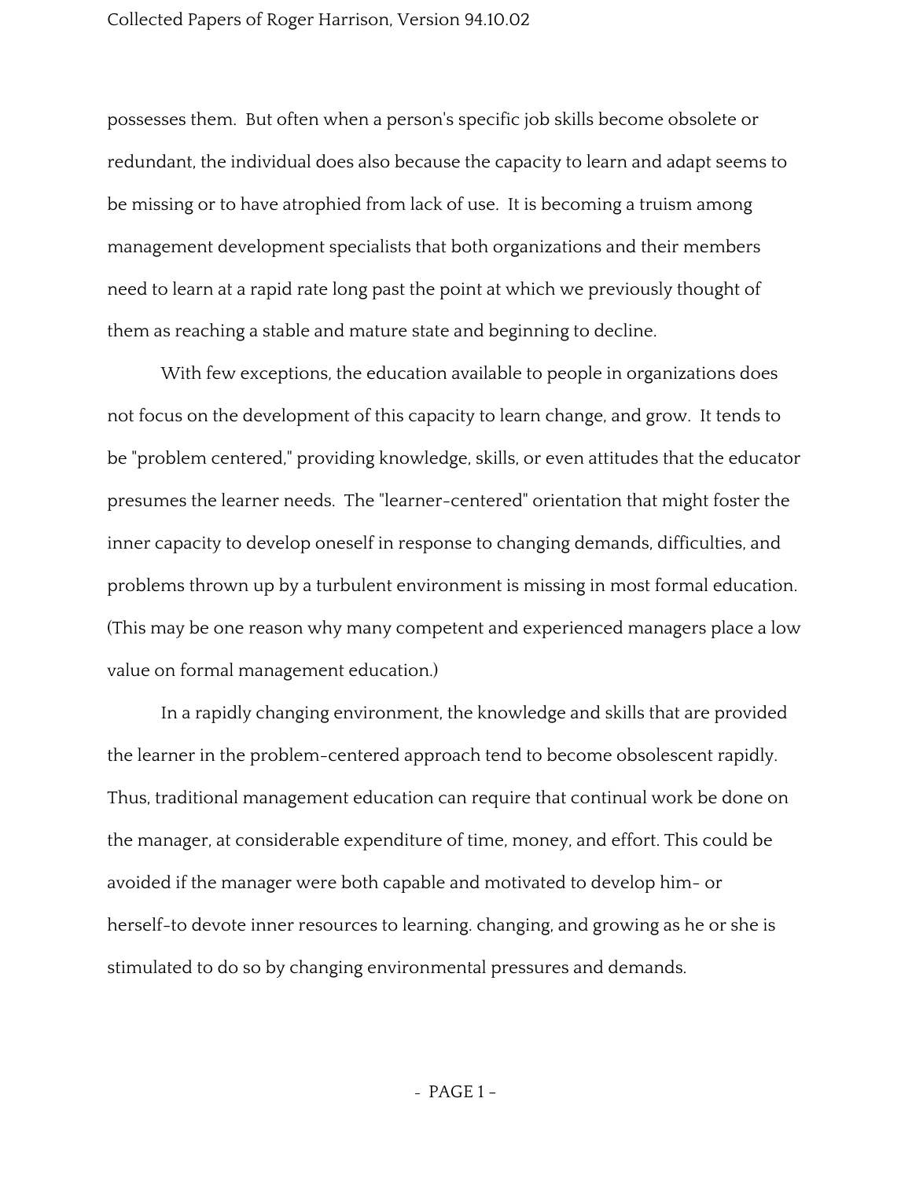possesses them. But often when a person's specific job skills become obsolete or redundant, the individual does also because the capacity to learn and adapt seems to be missing or to have atrophied from lack of use. It is becoming a truism among management development specialists that both organizations and their members need to learn at a rapid rate long past the point at which we previously thought of them as reaching a stable and mature state and beginning to decline.

With few exceptions, the education available to people in organizations does not focus on the development of this capacity to learn change, and grow. It tends to be "problem centered," providing knowledge, skills, or even attitudes that the educator presumes the learner needs. The "learner-centered" orientation that might foster the inner capacity to develop oneself in response to changing demands, difficulties, and problems thrown up by a turbulent environment is missing in most formal education. (This may be one reason why many competent and experienced managers place a low value on formal management education.)

In a rapidly changing environment, the knowledge and skills that are provided the learner in the problem-centered approach tend to become obsolescent rapidly. Thus, traditional management education can require that continual work be done on the manager, at considerable expenditure of time, money, and effort. This could be avoided if the manager were both capable and motivated to develop him- or herself-to devote inner resources to learning. changing, and growing as he or she is stimulated to do so by changing environmental pressures and demands.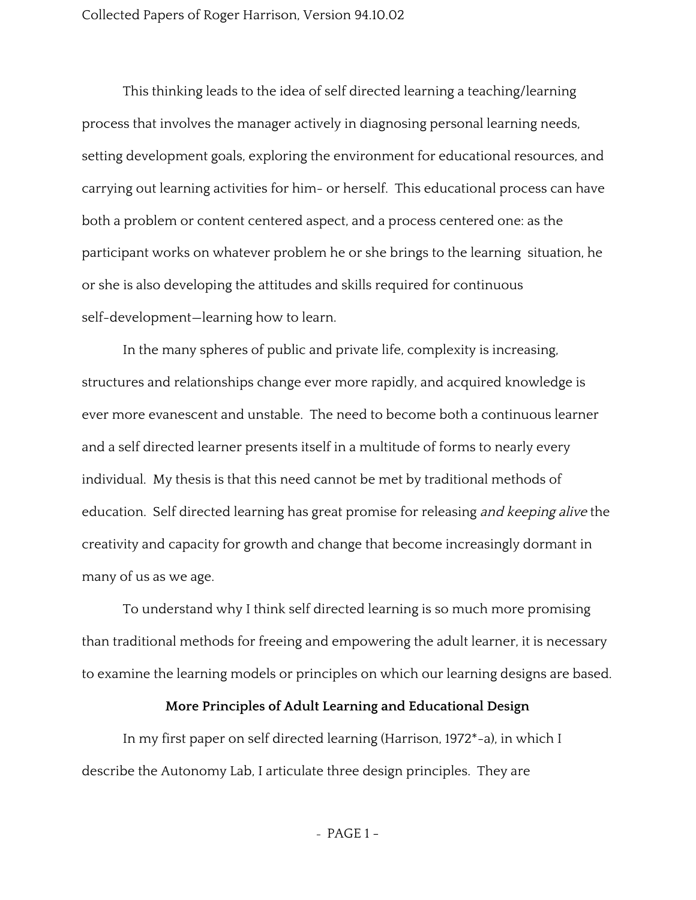This thinking leads to the idea of self directed learning a teaching/learning process that involves the manager actively in diagnosing personal learning needs, setting development goals, exploring the environment for educational resources, and carrying out learning activities for him- or herself. This educational process can have both a problem or content centered aspect, and a process centered one: as the participant works on whatever problem he or she brings to the learning situation, he or she is also developing the attitudes and skills required for continuous self-development—learning how to learn.

In the many spheres of public and private life, complexity is increasing, structures and relationships change ever more rapidly, and acquired knowledge is ever more evanescent and unstable. The need to become both a continuous learner and a self directed learner presents itself in a multitude of forms to nearly every individual. My thesis is that this need cannot be met by traditional methods of education. Self directed learning has great promise for releasing *and keeping alive* the creativity and capacity for growth and change that become increasingly dormant in many of us as we age.

To understand why I think self directed learning is so much more promising than traditional methods for freeing and empowering the adult learner, it is necessary to examine the learning models or principles on which our learning designs are based.

**More Principles of Adult Learning and Educational Design**

In my first paper on self directed learning (Harrison, 1972*-a), in which I describe the Autonomy Lab, I articulate three design principles. They are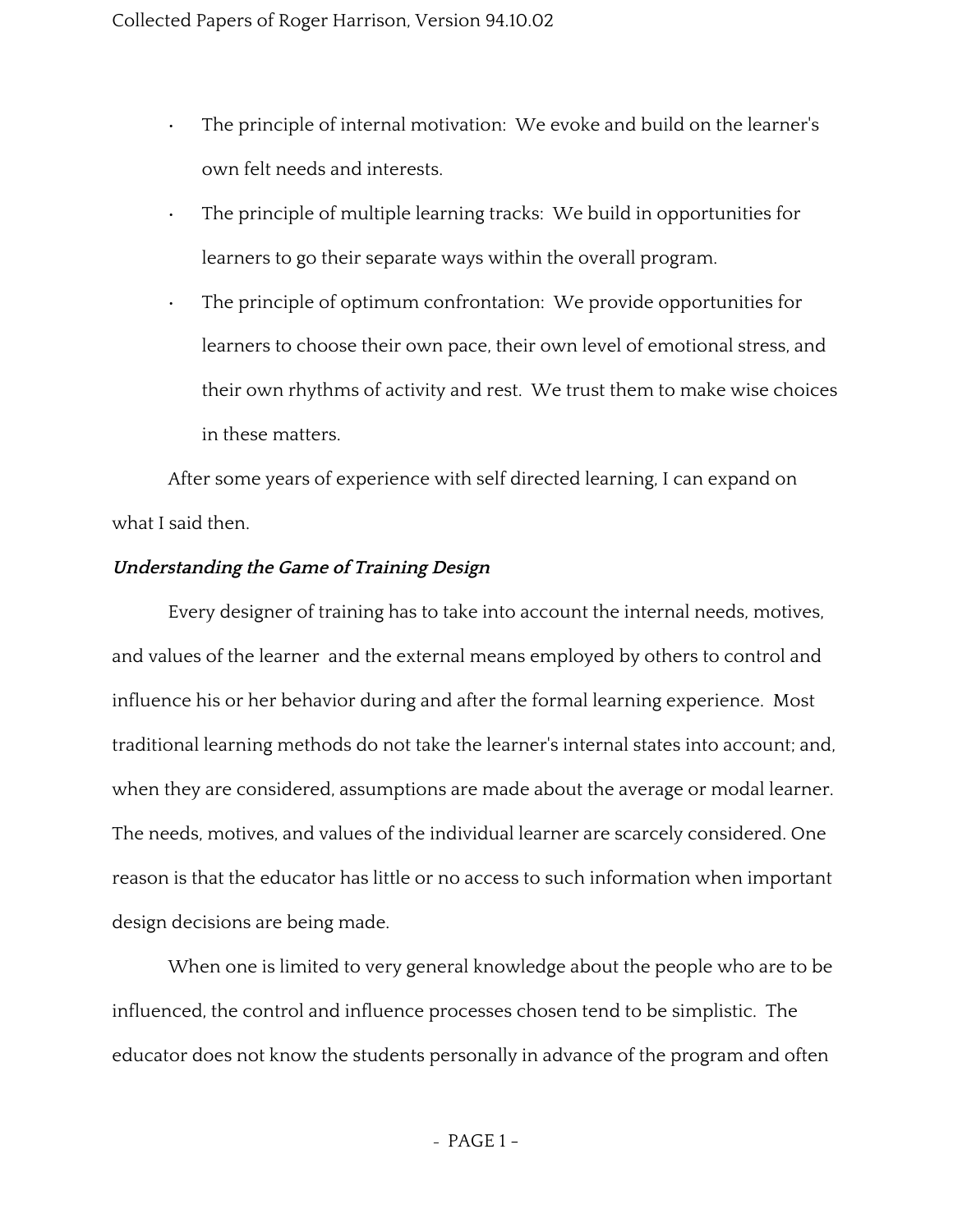- The principle of internal motivation: We evoke and build on the learner's own felt needs and interests.
- The principle of multiple learning tracks: We build in opportunities for learners to go their separate ways within the overall program.
- The principle of optimum confrontation: We provide opportunities for learners to choose their own pace, their own level of emotional stress, and their own rhythms of activity and rest. We trust them to make wise choices in these matters.

After some years of experience with self directed learning, I can expand on what I said then.

***Understanding the Game of Training Design***

Every designer of training has to take into account the internal needs, motives, and values of the learner and the external means employed by others to control and influence his or her behavior during and after the formal learning experience. Most traditional learning methods do not take the learner's internal states into account; and, when they are considered, assumptions are made about the average or modal learner. The needs, motives, and values of the individual learner are scarcely considered. One reason is that the educator has little or no access to such information when important design decisions are being made.

When one is limited to very general knowledge about the people who are to be influenced, the control and influence processes chosen tend to be simplistic. The educator does not know the students personally in advance of the program and often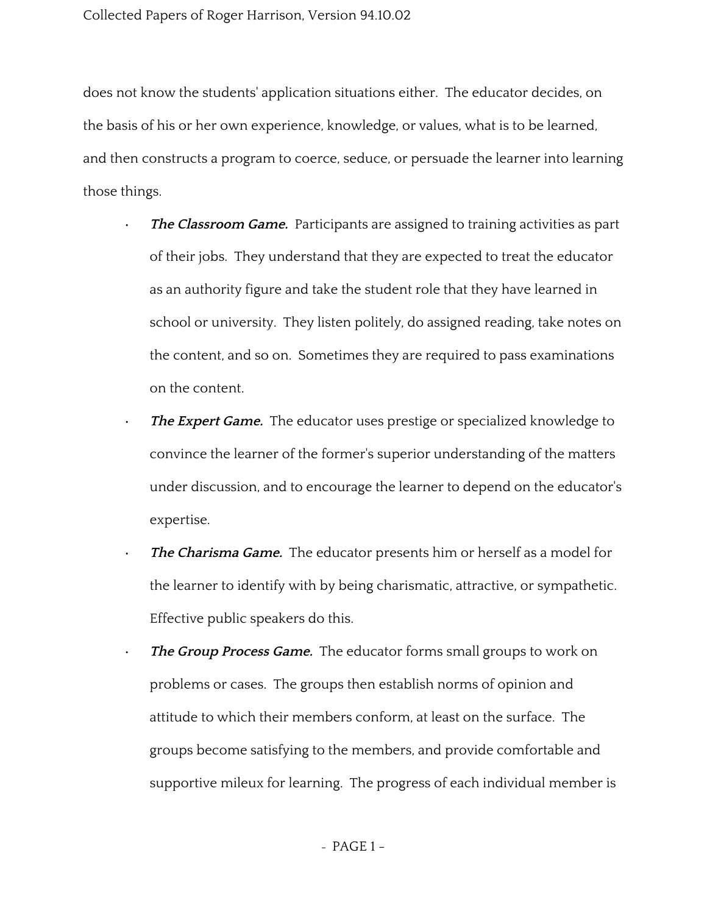does not know the students' application situations either. The educator decides, on the basis of his or her own experience, knowledge, or values, what is to be learned, and then constructs a program to coerce, seduce, or persuade the learner into learning those things.

- ***The Classroom Game.*** Participants are assigned to training activities as part of their jobs. They understand that they are expected to treat the educator as an authority figure and take the student role that they have learned in school or university. They listen politely, do assigned reading, take notes on the content, and so on. Sometimes they are required to pass examinations on the content.
- ***The Expert Game.*** The educator uses prestige or specialized knowledge to convince the learner of the former's superior understanding of the matters under discussion, and to encourage the learner to depend on the educator's expertise.
- ***The Charisma Game.*** The educator presents him or herself as a model for the learner to identify with by being charismatic, attractive, or sympathetic. Effective public speakers do this.
- ***The Group Process Game.*** The educator forms small groups to work on problems or cases. The groups then establish norms of opinion and attitude to which their members conform, at least on the surface. The groups become satisfying to the members, and provide comfortable and supportive mileux for learning. The progress of each individual member is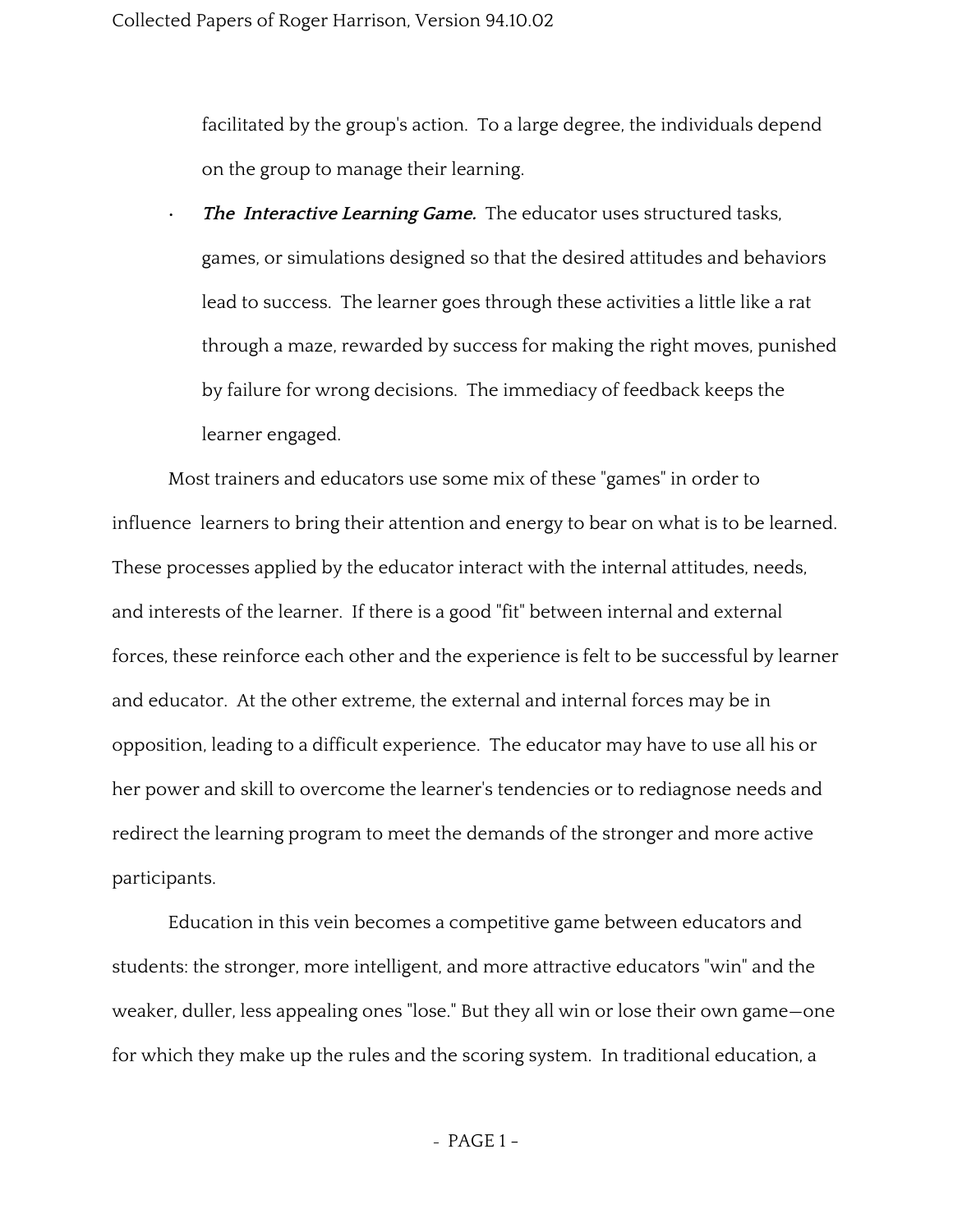facilitated by the group's action. To a large degree, the individuals depend on the group to manage their learning.

- ***The Interactive Learning Game.*** The educator uses structured tasks, games, or simulations designed so that the desired attitudes and behaviors lead to success. The learner goes through these activities a little like a rat through a maze, rewarded by success for making the right moves, punished by failure for wrong decisions. The immediacy of feedback keeps the learner engaged.

Most trainers and educators use some mix of these "games" in order to influence learners to bring their attention and energy to bear on what is to be learned. These processes applied by the educator interact with the internal attitudes, needs, and interests of the learner. If there is a good "fit" between internal and external forces, these reinforce each other and the experience is felt to be successful by learner and educator. At the other extreme, the external and internal forces may be in opposition, leading to a difficult experience. The educator may have to use all his or her power and skill to overcome the learner's tendencies or to rediagnose needs and redirect the learning program to meet the demands of the stronger and more active participants.

Education in this vein becomes a competitive game between educators and students: the stronger, more intelligent, and more attractive educators "win" and the weaker, duller, less appealing ones "lose." But they all win or lose their own game—one for which they make up the rules and the scoring system. In traditional education, a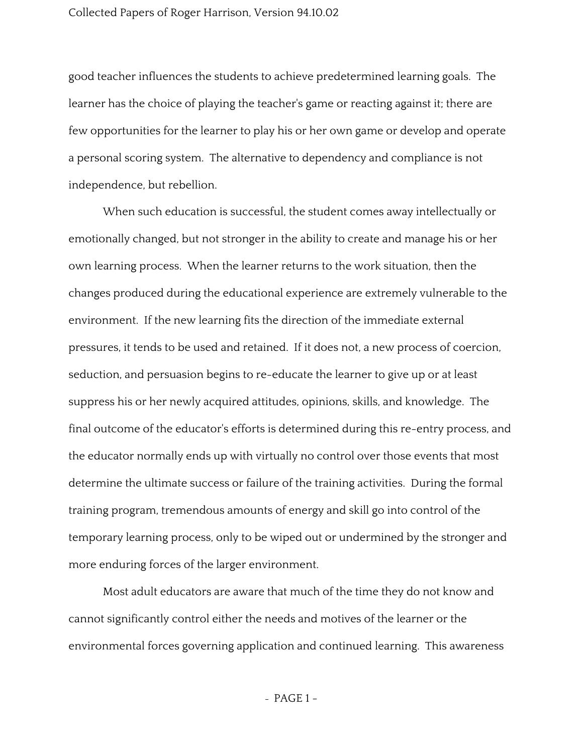good teacher influences the students to achieve predetermined learning goals. The learner has the choice of playing the teacher's game or reacting against it; there are few opportunities for the learner to play his or her own game or develop and operate a personal scoring system. The alternative to dependency and compliance is not independence, but rebellion.

When such education is successful, the student comes away intellectually or emotionally changed, but not stronger in the ability to create and manage his or her own learning process. When the learner returns to the work situation, then the changes produced during the educational experience are extremely vulnerable to the environment. If the new learning fits the direction of the immediate external pressures, it tends to be used and retained. If it does not, a new process of coercion, seduction, and persuasion begins to re-educate the learner to give up or at least suppress his or her newly acquired attitudes, opinions, skills, and knowledge. The final outcome of the educator's efforts is determined during this re-entry process, and the educator normally ends up with virtually no control over those events that most determine the ultimate success or failure of the training activities. During the formal training program, tremendous amounts of energy and skill go into control of the temporary learning process, only to be wiped out or undermined by the stronger and more enduring forces of the larger environment.

Most adult educators are aware that much of the time they do not know and cannot significantly control either the needs and motives of the learner or the environmental forces governing application and continued learning. This awareness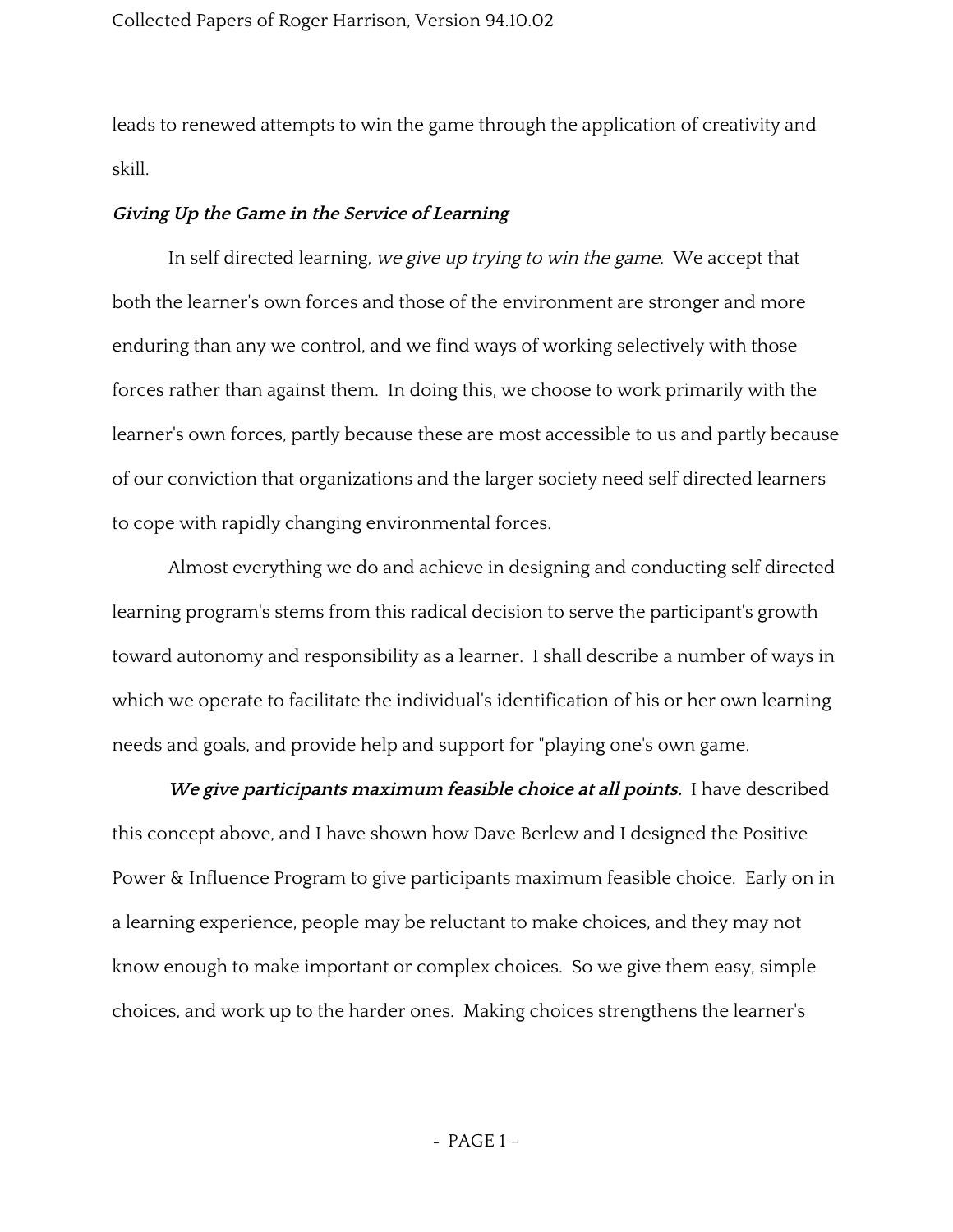leads to renewed attempts to win the game through the application of creativity and skill.

***Giving Up the Game in the Service of Learning***

In self directed learning, *we give up trying to win the game*. We accept that both the learner's own forces and those of the environment are stronger and more enduring than any we control, and we find ways of working selectively with those forces rather than against them. In doing this, we choose to work primarily with the learner's own forces, partly because these are most accessible to us and partly because of our conviction that organizations and the larger society need self directed learners to cope with rapidly changing environmental forces.

Almost everything we do and achieve in designing and conducting self directed learning program's stems from this radical decision to serve the participant's growth toward autonomy and responsibility as a learner. I shall describe a number of ways in which we operate to facilitate the individual's identification of his or her own learning needs and goals, and provide help and support for "playing one's own game.

***We give participants maximum feasible choice at all points.*** I have described this concept above, and I have shown how Dave Berlew and I designed the Positive Power & Influence Program to give participants maximum feasible choice. Early on in a learning experience, people may be reluctant to make choices, and they may not know enough to make important or complex choices. So we give them easy, simple choices, and work up to the harder ones. Making choices strengthens the learner's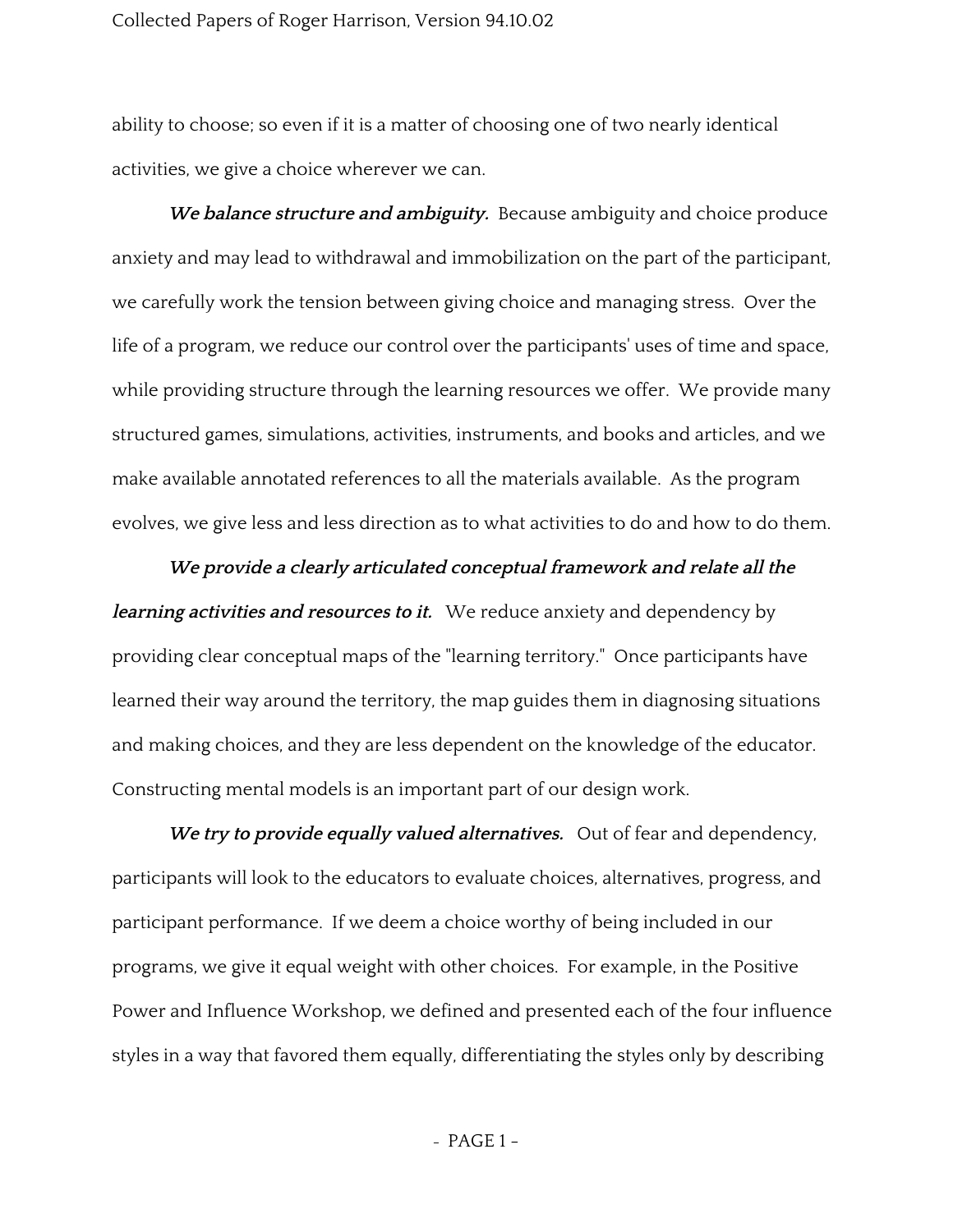ability to choose; so even if it is a matter of choosing one of two nearly identical activities, we give a choice wherever we can.

***We balance structure and ambiguity.*** Because ambiguity and choice produce anxiety and may lead to withdrawal and immobilization on the part of the participant, we carefully work the tension between giving choice and managing stress. Over the life of a program, we reduce our control over the participants' uses of time and space, while providing structure through the learning resources we offer. We provide many structured games, simulations, activities, instruments, and books and articles, and we make available annotated references to all the materials available. As the program evolves, we give less and less direction as to what activities to do and how to do them.

***We provide a clearly articulated conceptual framework and relate all the learning activities and resources to it.*** We reduce anxiety and dependency by providing clear conceptual maps of the "learning territory." Once participants have learned their way around the territory, the map guides them in diagnosing situations and making choices, and they are less dependent on the knowledge of the educator. Constructing mental models is an important part of our design work.

***We try to provide equally valued alternatives.*** Out of fear and dependency, participants will look to the educators to evaluate choices, alternatives, progress, and participant performance. If we deem a choice worthy of being included in our programs, we give it equal weight with other choices. For example, in the Positive Power and Influence Workshop, we defined and presented each of the four influence styles in a way that favored them equally, differentiating the styles only by describing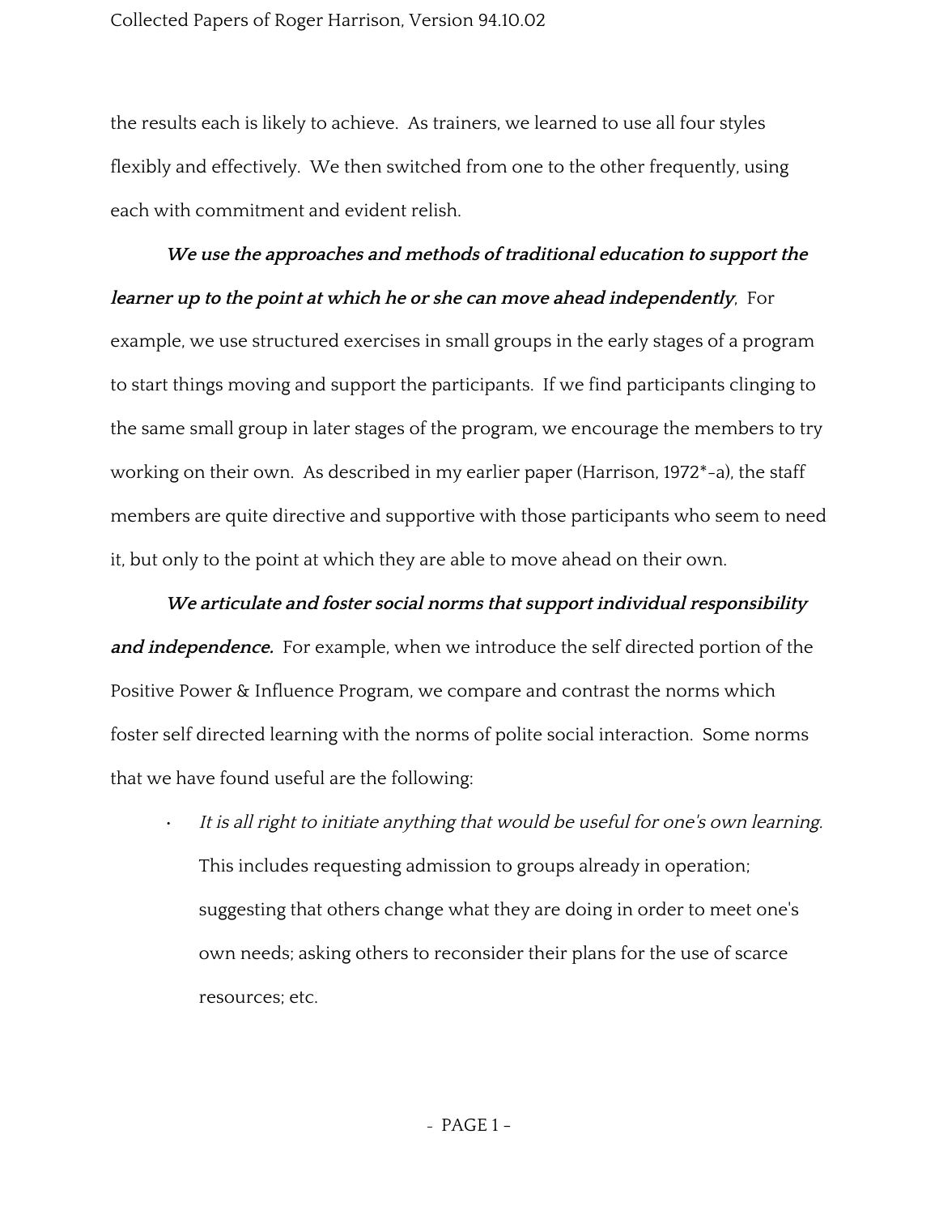the results each is likely to achieve. As trainers, we learned to use all four styles flexibly and effectively. We then switched from one to the other frequently, using each with commitment and evident relish.

***We use the approaches and methods of traditional education to support the learner up to the point at which he or she can move ahead independently*****,** For example, we use structured exercises in small groups in the early stages of a program to start things moving and support the participants. If we find participants clinging to the same small group in later stages of the program, we encourage the members to try working on their own. As described in my earlier paper (Harrison, 1972*-a), the staff members are quite directive and supportive with those participants who seem to need it, but only to the point at which they are able to move ahead on their own.

***We articulate and foster social norms that support individual responsibility and independence.*** For example, when we introduce the self directed portion of the Positive Power & Influence Program, we compare and contrast the norms which foster self directed learning with the norms of polite social interaction. Some norms that we have found useful are the following:

- *It is all right to initiate anything that would be useful for one's own learning.* This includes requesting admission to groups already in operation; suggesting that others change what they are doing in order to meet one's own needs; asking others to reconsider their plans for the use of scarce resources; etc.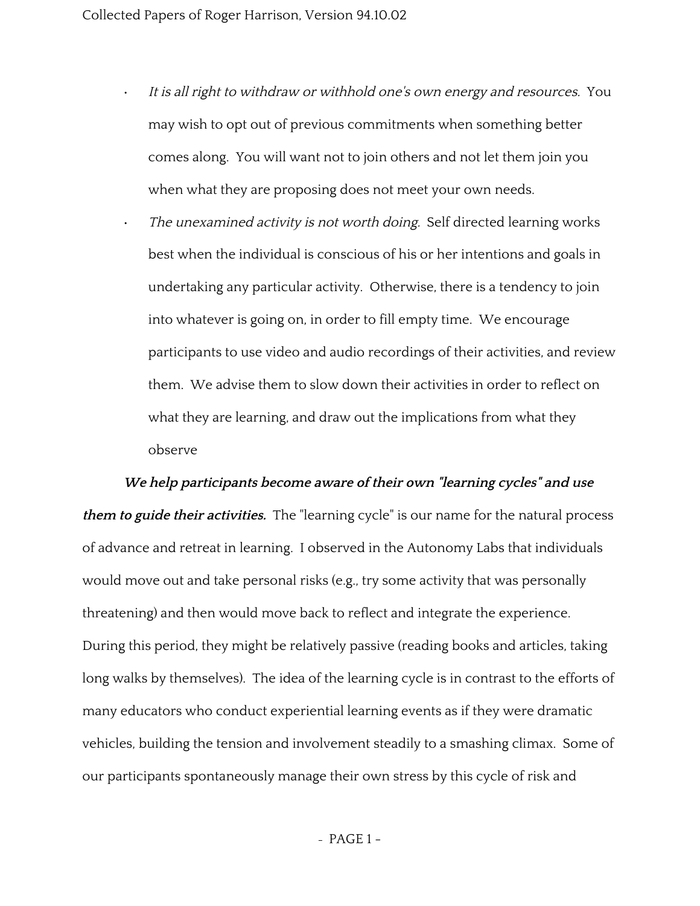- *It is all right to withdraw or withhold one's own energy and resources.* You may wish to opt out of previous commitments when something better comes along. You will want not to join others and not let them join you when what they are proposing does not meet your own needs.
- *The unexamined activity is not worth doing.* Self directed learning works best when the individual is conscious of his or her intentions and goals in undertaking any particular activity. Otherwise, there is a tendency to join into whatever is going on, in order to fill empty time. We encourage participants to use video and audio recordings of their activities, and review them. We advise them to slow down their activities in order to reflect on what they are learning, and draw out the implications from what they observe

***We help participants become aware of their own "learning cycles" and use them to guide their activities.*** The "learning cycle" is our name for the natural process of advance and retreat in learning. I observed in the Autonomy Labs that individuals would move out and take personal risks (e.g., try some activity that was personally threatening) and then would move back to reflect and integrate the experience. During this period, they might be relatively passive (reading books and articles, taking long walks by themselves). The idea of the learning cycle is in contrast to the efforts of many educators who conduct experiential learning events as if they were dramatic vehicles, building the tension and involvement steadily to a smashing climax. Some of our participants spontaneously manage their own stress by this cycle of risk and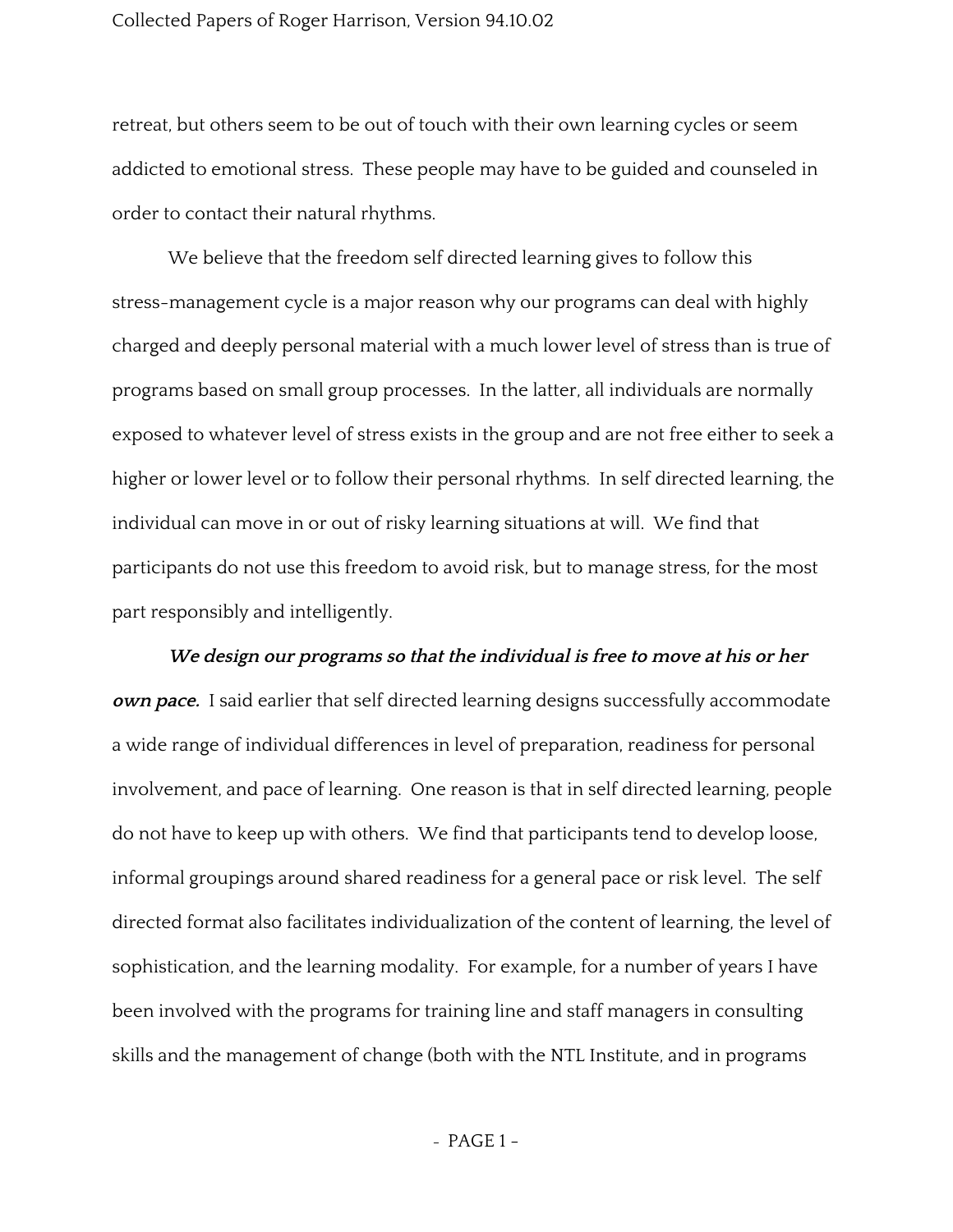retreat, but others seem to be out of touch with their own learning cycles or seem addicted to emotional stress. These people may have to be guided and counseled in order to contact their natural rhythms.

We believe that the freedom self directed learning gives to follow this stress-management cycle is a major reason why our programs can deal with highly charged and deeply personal material with a much lower level of stress than is true of programs based on small group processes. In the latter, all individuals are normally exposed to whatever level of stress exists in the group and are not free either to seek a higher or lower level or to follow their personal rhythms. In self directed learning, the individual can move in or out of risky learning situations at will. We find that participants do not use this freedom to avoid risk, but to manage stress, for the most part responsibly and intelligently.

***We design our programs so that the individual is free to move at his or her own pace.*** I said earlier that self directed learning designs successfully accommodate a wide range of individual differences in level of preparation, readiness for personal involvement, and pace of learning. One reason is that in self directed learning, people do not have to keep up with others. We find that participants tend to develop loose, informal groupings around shared readiness for a general pace or risk level. The self directed format also facilitates individualization of the content of learning, the level of sophistication, and the learning modality. For example, for a number of years I have been involved with the programs for training line and staff managers in consulting skills and the management of change (both with the NTL Institute, and in programs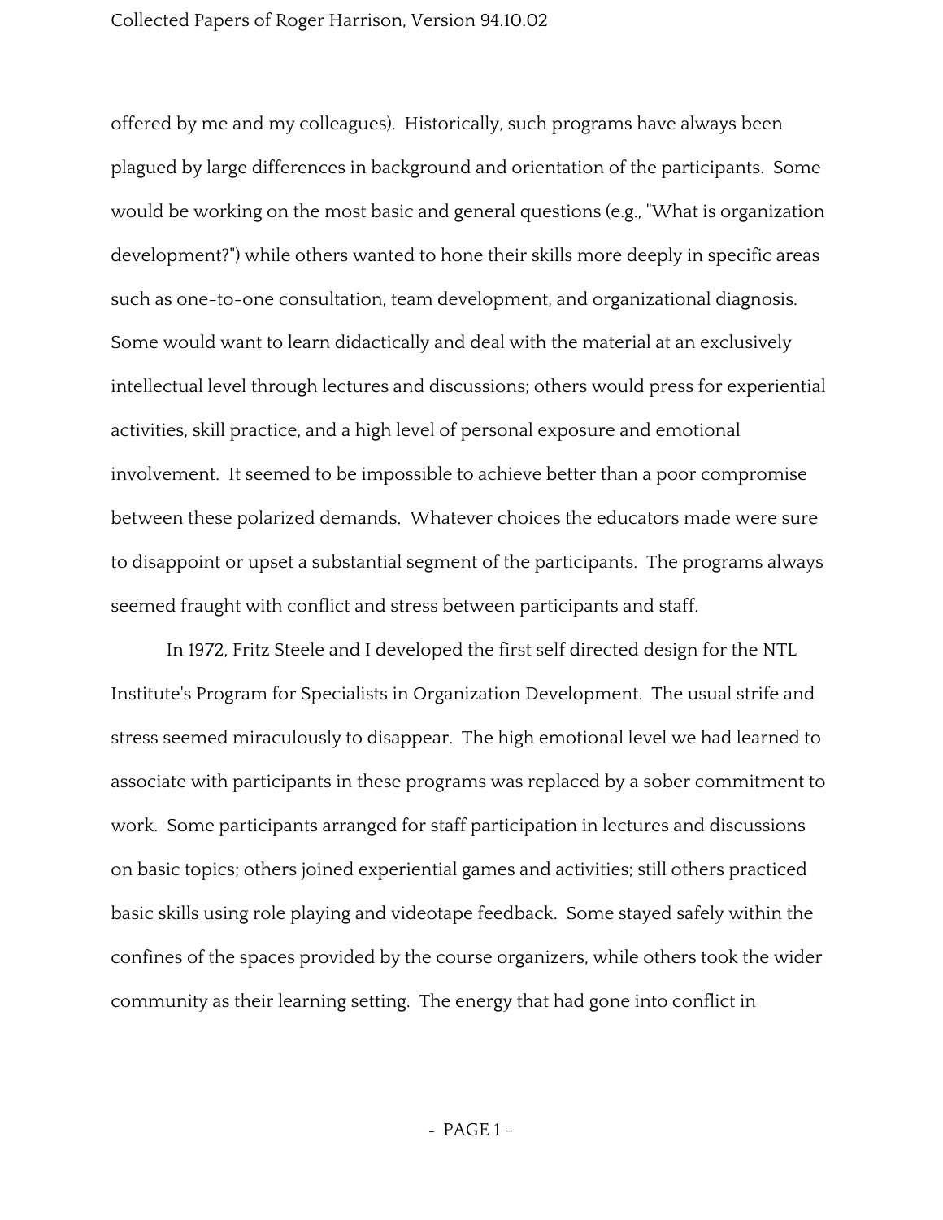offered by me and my colleagues). Historically, such programs have always been plagued by large differences in background and orientation of the participants. Some would be working on the most basic and general questions (e.g., "What is organization development?") while others wanted to hone their skills more deeply in specific areas such as one-to-one consultation, team development, and organizational diagnosis. Some would want to learn didactically and deal with the material at an exclusively intellectual level through lectures and discussions; others would press for experiential activities, skill practice, and a high level of personal exposure and emotional involvement. It seemed to be impossible to achieve better than a poor compromise between these polarized demands. Whatever choices the educators made were sure to disappoint or upset a substantial segment of the participants. The programs always seemed fraught with conflict and stress between participants and staff.

In 1972, Fritz Steele and I developed the first self directed design for the NTL Institute's Program for Specialists in Organization Development. The usual strife and stress seemed miraculously to disappear. The high emotional level we had learned to associate with participants in these programs was replaced by a sober commitment to work. Some participants arranged for staff participation in lectures and discussions on basic topics; others joined experiential games and activities; still others practiced basic skills using role playing and videotape feedback. Some stayed safely within the confines of the spaces provided by the course organizers, while others took the wider community as their learning setting. The energy that had gone into conflict in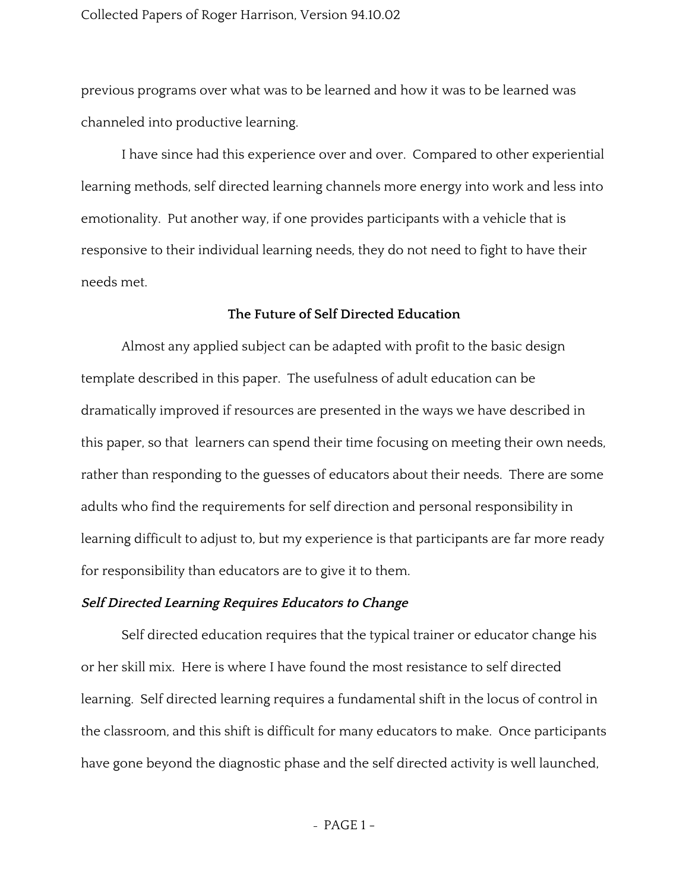previous programs over what was to be learned and how it was to be learned was channeled into productive learning.

I have since had this experience over and over. Compared to other experiential learning methods, self directed learning channels more energy into work and less into emotionality. Put another way, if one provides participants with a vehicle that is responsive to their individual learning needs, they do not need to fight to have their needs met.

## The Future of Self Directed Education

Almost any applied subject can be adapted with profit to the basic design template described in this paper. The usefulness of adult education can be dramatically improved if resources are presented in the ways we have described in this paper, so that learners can spend their time focusing on meeting their own needs, rather than responding to the guesses of educators about their needs. There are some adults who find the requirements for self direction and personal responsibility in learning difficult to adjust to, but my experience is that participants are far more ready for responsibility than educators are to give it to them.

### *Self Directed Learning Requires Educators to Change*

Self directed education requires that the typical trainer or educator change his or her skill mix. Here is where I have found the most resistance to self directed learning. Self directed learning requires a fundamental shift in the locus of control in the classroom, and this shift is difficult for many educators to make. Once participants have gone beyond the diagnostic phase and the self directed activity is well launched,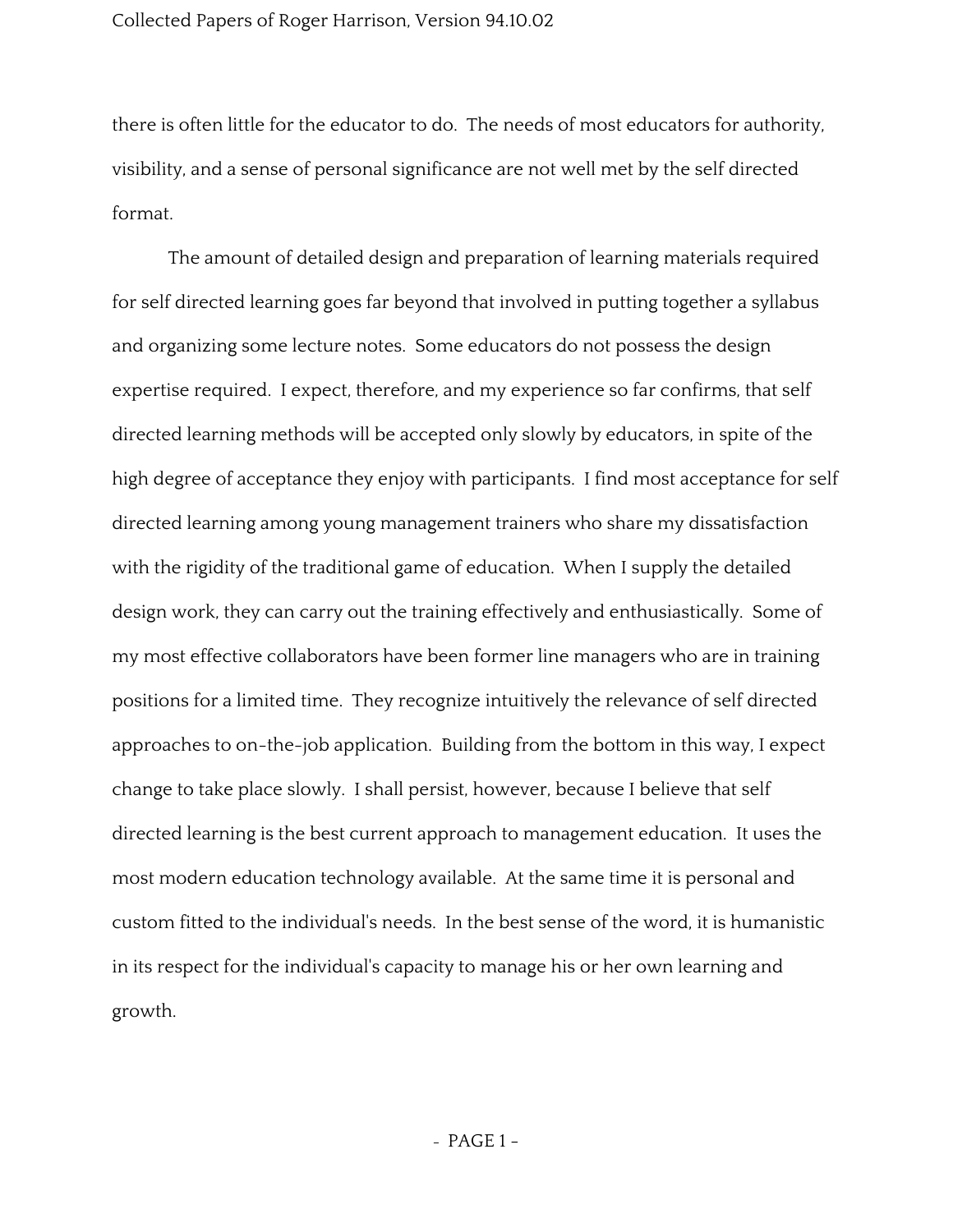there is often little for the educator to do. The needs of most educators for authority, visibility, and a sense of personal significance are not well met by the self directed format.

The amount of detailed design and preparation of learning materials required for self directed learning goes far beyond that involved in putting together a syllabus and organizing some lecture notes. Some educators do not possess the design expertise required. I expect, therefore, and my experience so far confirms, that self directed learning methods will be accepted only slowly by educators, in spite of the high degree of acceptance they enjoy with participants. I find most acceptance for self directed learning among young management trainers who share my dissatisfaction with the rigidity of the traditional game of education. When I supply the detailed design work, they can carry out the training effectively and enthusiastically. Some of my most effective collaborators have been former line managers who are in training positions for a limited time. They recognize intuitively the relevance of self directed approaches to on-the-job application. Building from the bottom in this way, I expect change to take place slowly. I shall persist, however, because I believe that self directed learning is the best current approach to management education. It uses the most modern education technology available. At the same time it is personal and custom fitted to the individual's needs. In the best sense of the word, it is humanistic in its respect for the individual's capacity to manage his or her own learning and growth.